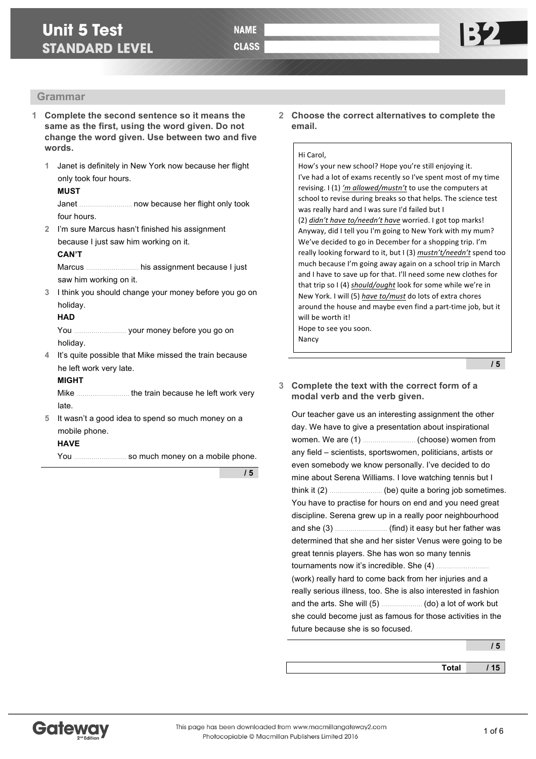# Unit 5 Test
## STANDARD LEVEL

NAME

CLASS

B2

## Grammar

**1 Complete the second sentence so it means the same as the first, using the word given. Do not change the word given. Use between two and five words.**

1. Janet is definitely in New York now because her flight only took four hours.
   **MUST**
   Janet .......................... now because her flight only took four hours.
2. I'm sure Marcus hasn't finished his assignment because I just saw him working on it.
   **CAN'T**
   Marcus .......................... his assignment because I just saw him working on it.
3. I think you should change your money before you go on holiday.
   **HAD**
   You .......................... your money before you go on holiday.
4. It's quite possible that Mike missed the train because he left work very late.
   **MIGHT**
   Mike .......................... the train because he left work very late.
5. It wasn't a good idea to spend so much money on a mobile phone.
   **HAVE**
   You .......................... so much money on a mobile phone.

/ 5

**2 Choose the correct alternatives to complete the email.**

Hi Carol,
How's your new school? Hope you're still enjoying it.
I've had a lot of exams recently so I've spent most of my time revising. I (1) *'m allowed/mustn't* to use the computers at school to revise during breaks so that helps. The science test was really hard and I was sure I'd failed but I (2) *didn't have to/needn't have* worried. I got top marks! Anyway, did I tell you I'm going to New York with my mum? We've decided to go in December for a shopping trip. I'm really looking forward to it, but I (3) *mustn't/needn't* spend too much because I'm going away again on a school trip in March and I have to save up for that. I'll need some new clothes for that trip so I (4) *should/ought* look for some while we're in New York. I will (5) *have to/must* do lots of extra chores around the house and maybe even find a part-time job, but it will be worth it!
Hope to see you soon.
Nancy

/ 5

**3 Complete the text with the correct form of a modal verb and the verb given.**

Our teacher gave us an interesting assignment the other day. We have to give a presentation about inspirational women. We are (1) .......................... (choose) women from any field – scientists, sportswomen, politicians, artists or even somebody we know personally. I've decided to do mine about Serena Williams. I love watching tennis but I think it (2) .......................... (be) quite a boring job sometimes. You have to practise for hours on end and you need great discipline. Serena grew up in a really poor neighbourhood and she (3) .......................... (find) it easy but her father was determined that she and her sister Venus were going to be great tennis players. She has won so many tennis tournaments now it's incredible. She (4) .......................... (work) really hard to come back from her injuries and a really serious illness, too. She is also interested in fashion and the arts. She will (5) .................... (do) a lot of work but she could become just as famous for those activities in the future because she is so focused.

/ 5

**Total / 15**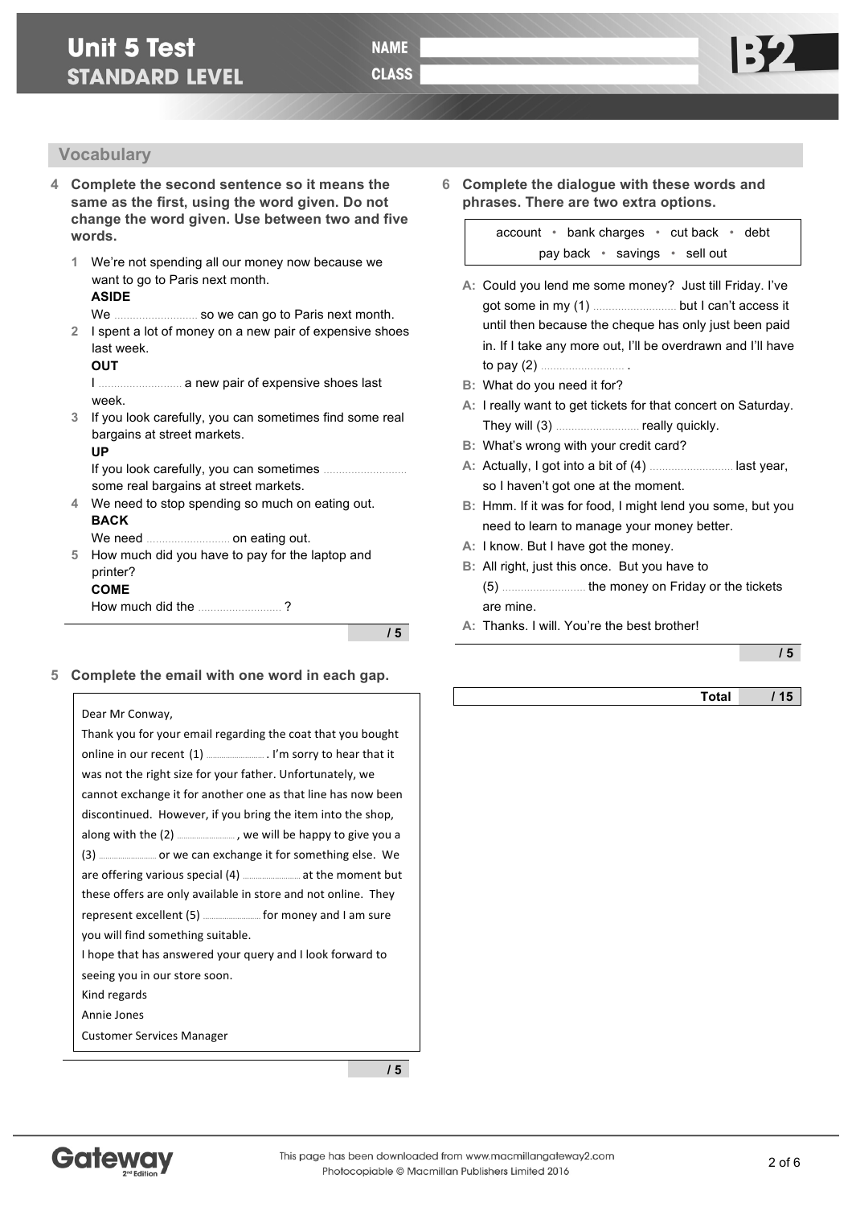# Unit 5 Test
## STANDARD LEVEL

NAME ______________________

CLASS ______________________

B2

## Vocabulary

**4 Complete the second sentence so it means the same as the first, using the word given. Do not change the word given. Use between two and five words.**

1 We're not spending all our money now because we want to go to Paris next month.
**ASIDE**
We .......................... so we can go to Paris next month.

2 I spent a lot of money on a new pair of expensive shoes last week.
**OUT**
I .......................... a new pair of expensive shoes last week.

3 If you look carefully, you can sometimes find some real bargains at street markets.
**UP**
If you look carefully, you can sometimes .......................... some real bargains at street markets.

4 We need to stop spending so much on eating out.
**BACK**
We need .......................... on eating out.

5 How much did you have to pay for the laptop and printer?
**COME**
How much did the .......................... ?

/ 5

**5 Complete the email with one word in each gap.**

Dear Mr Conway,

Thank you for your email regarding the coat that you bought online in our recent (1) .......................... . I'm sorry to hear that it was not the right size for your father. Unfortunately, we cannot exchange it for another one as that line has now been discontinued. However, if you bring the item into the shop, along with the (2) .........................., we will be happy to give you a (3) .......................... or we can exchange it for something else. We are offering various special (4) .......................... at the moment but these offers are only available in store and not online. They represent excellent (5) .......................... for money and I am sure you will find something suitable.

I hope that has answered your query and I look forward to seeing you in our store soon.

Kind regards

Annie Jones

Customer Services Manager

/ 5

**6 Complete the dialogue with these words and phrases. There are two extra options.**

account • bank charges • cut back • debt • pay back • savings • sell out

**A:** Could you lend me some money? Just till Friday. I've got some in my (1) .......................... but I can't access it until then because the cheque has only just been paid in. If I take any more out, I'll be overdrawn and I'll have to pay (2) .......................... .

**B:** What do you need it for?

**A:** I really want to get tickets for that concert on Saturday. They will (3) .......................... really quickly.

**B:** What's wrong with your credit card?

**A:** Actually, I got into a bit of (4) .......................... last year, so I haven't got one at the moment.

**B:** Hmm. If it was for food, I might lend you some, but you need to learn to manage your money better.

**A:** I know. But I have got the money.

**B:** All right, just this once. But you have to (5) .......................... the money on Friday or the tickets are mine.

**A:** Thanks. I will. You're the best brother!

/ 5

**Total / 15**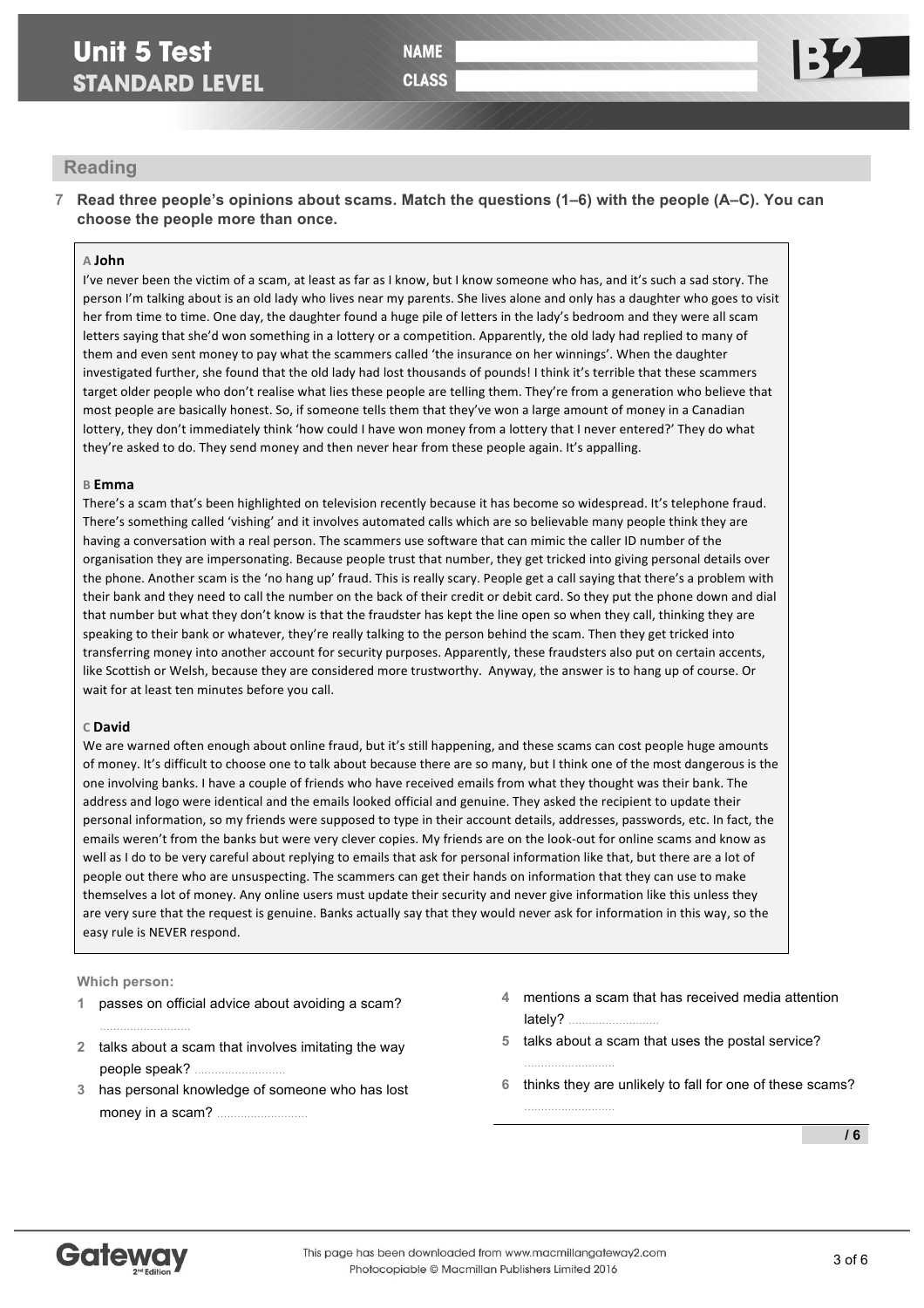# Unit 5 Test
## STANDARD LEVEL

NAME

CLASS

B2

## Reading

**7 Read three people's opinions about scams. Match the questions (1–6) with the people (A–C). You can choose the people more than once.**

**A John**

I've never been the victim of a scam, at least as far as I know, but I know someone who has, and it's such a sad story. The person I'm talking about is an old lady who lives near my parents. She lives alone and only has a daughter who goes to visit her from time to time. One day, the daughter found a huge pile of letters in the lady's bedroom and they were all scam letters saying that she'd won something in a lottery or a competition. Apparently, the old lady had replied to many of them and even sent money to pay what the scammers called 'the insurance on her winnings'. When the daughter investigated further, she found that the old lady had lost thousands of pounds! I think it's terrible that these scammers target older people who don't realise what lies these people are telling them. They're from a generation who believe that most people are basically honest. So, if someone tells them that they've won a large amount of money in a Canadian lottery, they don't immediately think 'how could I have won money from a lottery that I never entered?' They do what they're asked to do. They send money and then never hear from these people again. It's appalling.

**B Emma**

There's a scam that's been highlighted on television recently because it has become so widespread. It's telephone fraud. There's something called 'vishing' and it involves automated calls which are so believable many people think they are having a conversation with a real person. The scammers use software that can mimic the caller ID number of the organisation they are impersonating. Because people trust that number, they get tricked into giving personal details over the phone. Another scam is the 'no hang up' fraud. This is really scary. People get a call saying that there's a problem with their bank and they need to call the number on the back of their credit or debit card. So they put the phone down and dial that number but what they don't know is that the fraudster has kept the line open so when they call, thinking they are speaking to their bank or whatever, they're really talking to the person behind the scam. Then they get tricked into transferring money into another account for security purposes. Apparently, these fraudsters also put on certain accents, like Scottish or Welsh, because they are considered more trustworthy. Anyway, the answer is to hang up of course. Or wait for at least ten minutes before you call.

**C David**

We are warned often enough about online fraud, but it's still happening, and these scams can cost people huge amounts of money. It's difficult to choose one to talk about because there are so many, but I think one of the most dangerous is the one involving banks. I have a couple of friends who have received emails from what they thought was their bank. The address and logo were identical and the emails looked official and genuine. They asked the recipient to update their personal information, so my friends were supposed to type in their account details, addresses, passwords, etc. In fact, the emails weren't from the banks but were very clever copies. My friends are on the look-out for online scams and know as well as I do to be very careful about replying to emails that ask for personal information like that, but there are a lot of people out there who are unsuspecting. The scammers can get their hands on information that they can use to make themselves a lot of money. Any online users must update their security and never give information like this unless they are very sure that the request is genuine. Banks actually say that they would never ask for information in this way, so the easy rule is NEVER respond.

Which person:

1 passes on official advice about avoiding a scam? ..........................

2 talks about a scam that involves imitating the way people speak? ..........................

3 has personal knowledge of someone who has lost money in a scam? ..........................

4 mentions a scam that has received media attention lately? ..........................

5 talks about a scam that uses the postal service? ..........................

6 thinks they are unlikely to fall for one of these scams? ..........................

/ 6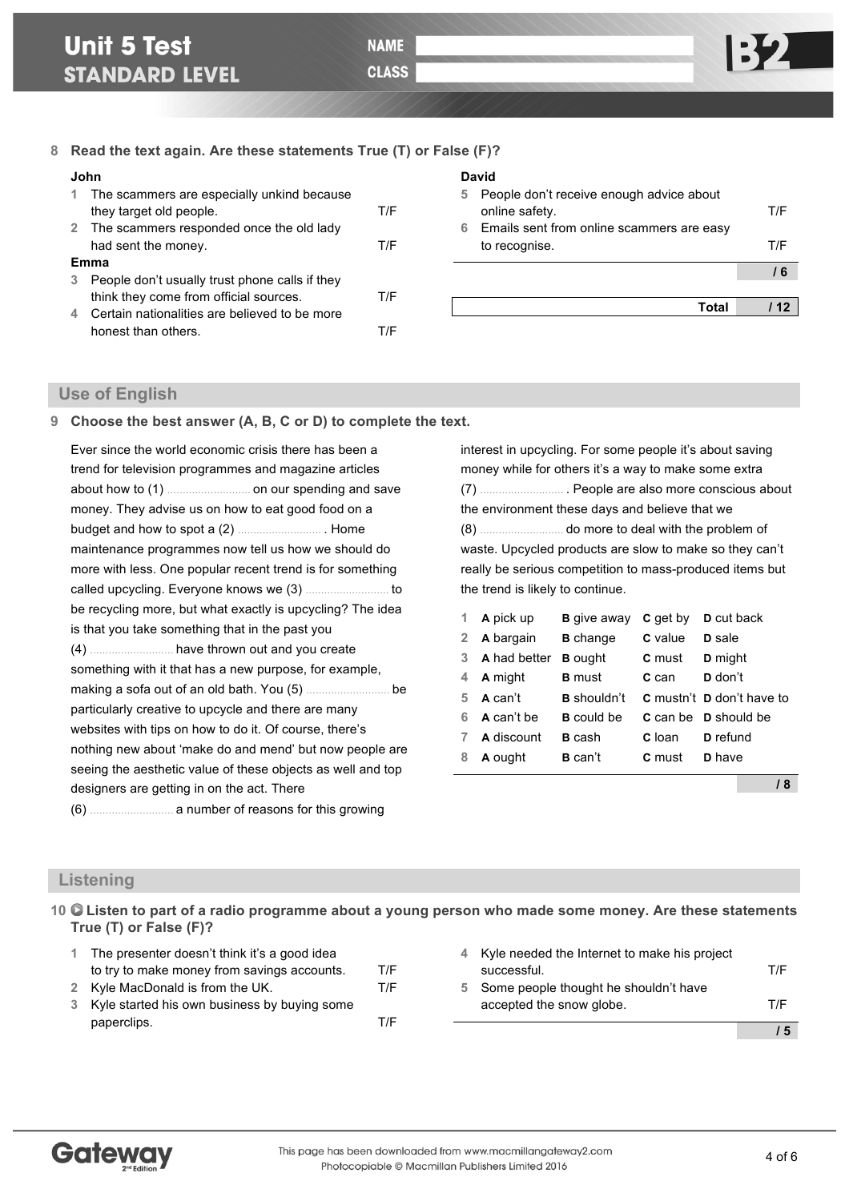# Unit 5 Test
## STANDARD LEVEL

NAME

CLASS

B2

**8 Read the text again. Are these statements True (T) or False (F)?**

**John**

1 The scammers are especially unkind because they target old people. T/F

2 The scammers responded once the old lady had sent the money. T/F

**Emma**

3 People don't usually trust phone calls if they think they come from official sources. T/F

4 Certain nationalities are believed to be more honest than others. T/F

**David**

5 People don't receive enough advice about online safety. T/F

6 Emails sent from online scammers are easy to recognise. T/F

/ 6

**Total / 12**

## Use of English

**9 Choose the best answer (A, B, C or D) to complete the text.**

Ever since the world economic crisis there has been a trend for television programmes and magazine articles about how to (1) .......................... on our spending and save money. They advise us on how to eat good food on a budget and how to spot a (2) .......................... . Home maintenance programmes now tell us how we should do more with less. One popular recent trend is for something called upcycling. Everyone knows we (3) .......................... to be recycling more, but what exactly is upcycling? The idea is that you take something that in the past you (4) .......................... have thrown out and you create something with it that has a new purpose, for example, making a sofa out of an old bath. You (5) .......................... be particularly creative to upcycle and there are many websites with tips on how to do it. Of course, there's nothing new about 'make do and mend' but now people are seeing the aesthetic value of these objects as well and top designers are getting in on the act. There (6) .......................... a number of reasons for this growing interest in upcycling. For some people it's about saving money while for others it's a way to make some extra (7) .......................... . People are also more conscious about the environment these days and believe that we (8) .......................... do more to deal with the problem of waste. Upcycled products are slow to make so they can't really be serious competition to mass-produced items but the trend is likely to continue.

| | A | B | C | D |
|---|---|---|---|---|
| 1 | **A** pick up | **B** give away | **C** get by | **D** cut back |
| 2 | **A** bargain | **B** change | **C** value | **D** sale |
| 3 | **A** had better | **B** ought | **C** must | **D** might |
| 4 | **A** might | **B** must | **C** can | **D** don't |
| 5 | **A** can't | **B** shouldn't | **C** mustn't | **D** don't have to |
| 6 | **A** can't be | **B** could be | **C** can be | **D** should be |
| 7 | **A** discount | **B** cash | **C** loan | **D** refund |
| 8 | **A** ought | **B** can't | **C** must | **D** have |

/ 8

## Listening

**10 Listen to part of a radio programme about a young person who made some money. Are these statements True (T) or False (F)?**

1 The presenter doesn't think it's a good idea to try to make money from savings accounts. T/F

2 Kyle MacDonald is from the UK. T/F

3 Kyle started his own business by buying some paperclips. T/F

4 Kyle needed the Internet to make his project successful. T/F

5 Some people thought he shouldn't have accepted the snow globe. T/F

/ 5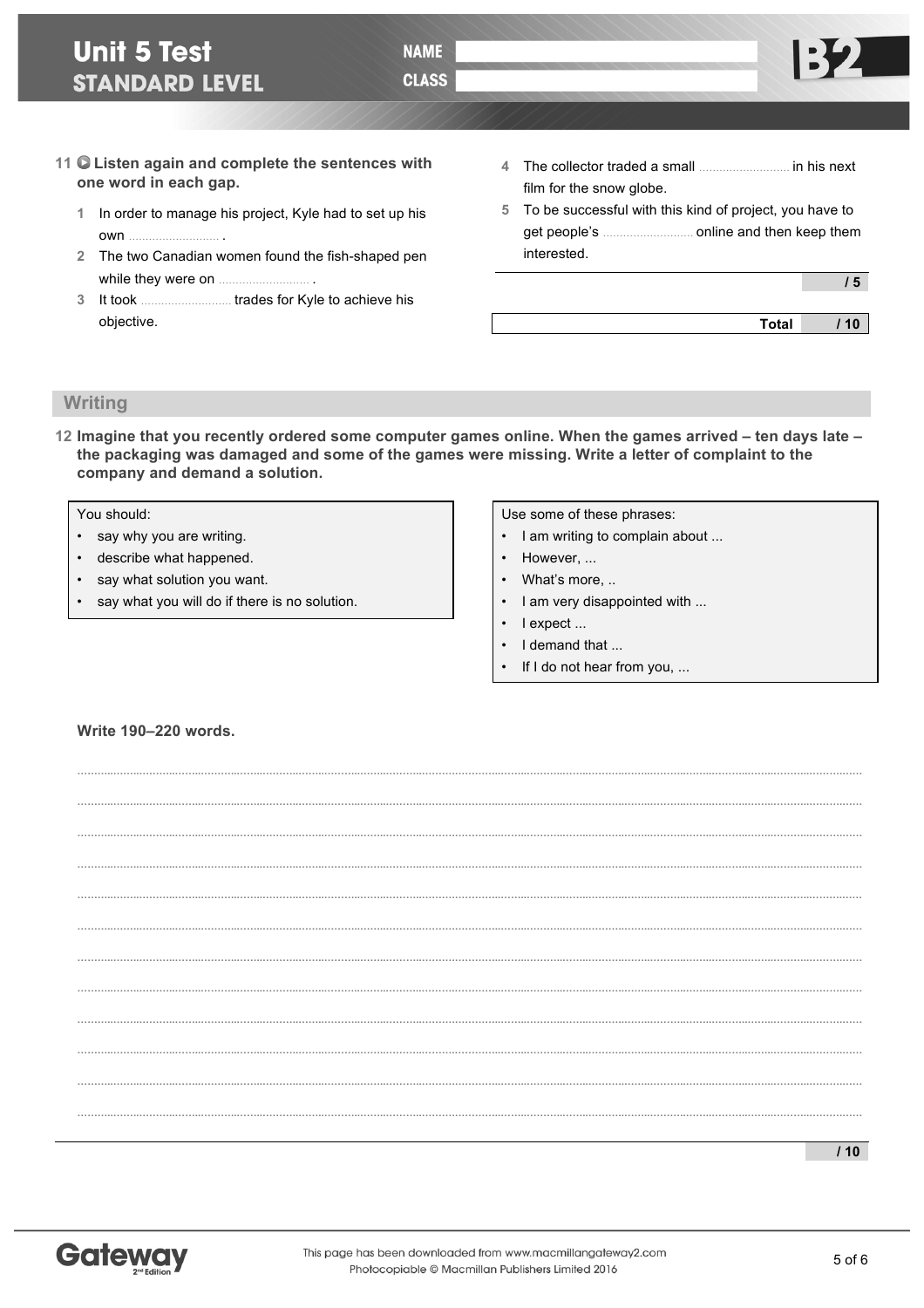**11 Listen again and complete the sentences with one word in each gap.**

1. In order to manage his project, Kyle had to set up his own .......................... .
2. The two Canadian women found the fish-shaped pen while they were on .......................... .
3. It took .......................... trades for Kyle to achieve his objective.
4. The collector traded a small .......................... in his next film for the snow globe.
5. To be successful with this kind of project, you have to get people's .......................... online and then keep them interested.

/ 5

| | Total | / 10 |
|---|---|---|

## Writing

**12 Imagine that you recently ordered some computer games online. When the games arrived – ten days late – the packaging was damaged and some of the games were missing. Write a letter of complaint to the company and demand a solution.**

You should:

- say why you are writing.
- describe what happened.
- say what solution you want.
- say what you will do if there is no solution.

Use some of these phrases:

- I am writing to complain about ...
- However, ...
- What's more, ..
- I am very disappointed with ...
- I expect ...
- I demand that ...
- If I do not hear from you, ...

**Write 190–220 words.**

..........................................................................................................................................................................................

..........................................................................................................................................................................................

..........................................................................................................................................................................................

..........................................................................................................................................................................................

..........................................................................................................................................................................................

..........................................................................................................................................................................................

..........................................................................................................................................................................................

..........................................................................................................................................................................................

..........................................................................................................................................................................................

..........................................................................................................................................................................................

..........................................................................................................................................................................................

..........................................................................................................................................................................................

/ 10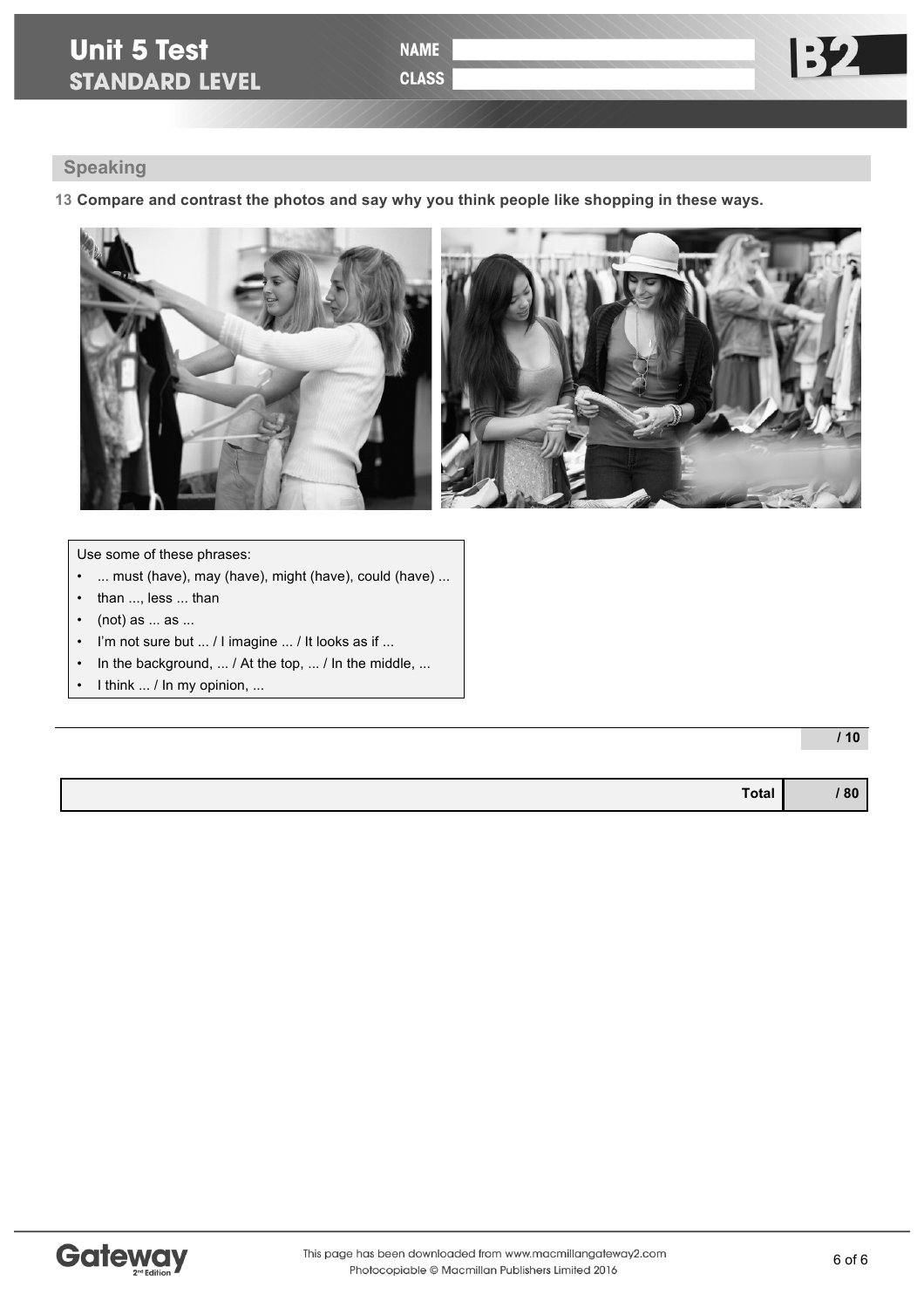# Unit 5 Test
## STANDARD LEVEL

NAME

CLASS

B2

## Speaking

**13 Compare and contrast the photos and say why you think people like shopping in these ways.**

Use some of these phrases:

- ... must (have), may (have), might (have), could (have) ...
- than ..., less ... than
- (not) as ... as ...
- I'm not sure but ... / I imagine ... / It looks as if ...
- In the background, ... / At the top, ... / In the middle, ...
- I think ... / In my opinion, ...

**/ 10**

| | |
|---|---|
| **Total** | **/ 80** |

This page has been downloaded from www.macmillangateway2.com
Photocopiable © Macmillan Publishers Limited 2016